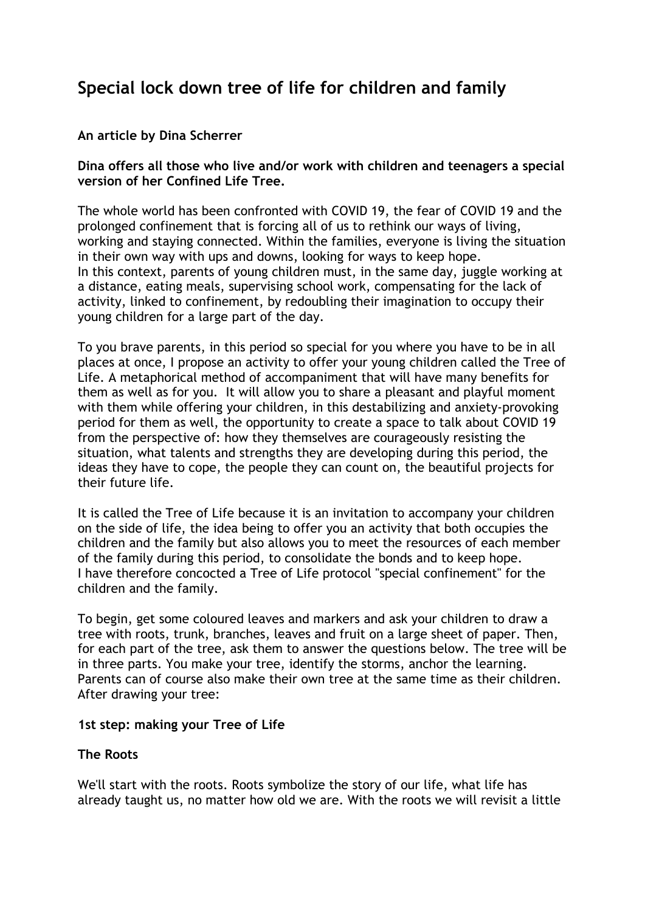# Special lock down tree of life for children and family

**An article by Dina Scherrer**

**Dina offers all those who live and/or work with children and teenagers a special version of her Confined Life Tree.**

The whole world has been confronted with COVID 19, the fear of COVID 19 and the prolonged confinement that is forcing all of us to rethink our ways of living, working and staying connected. Within the families, everyone is living the situation in their own way with ups and downs, looking for ways to keep hope.
In this context, parents of young children must, in the same day, juggle working at a distance, eating meals, supervising school work, compensating for the lack of activity, linked to confinement, by redoubling their imagination to occupy their young children for a large part of the day.

To you brave parents, in this period so special for you where you have to be in all places at once, I propose an activity to offer your young children called the Tree of Life. A metaphorical method of accompaniment that will have many benefits for them as well as for you. It will allow you to share a pleasant and playful moment with them while offering your children, in this destabilizing and anxiety-provoking period for them as well, the opportunity to create a space to talk about COVID 19 from the perspective of: how they themselves are courageously resisting the situation, what talents and strengths they are developing during this period, the ideas they have to cope, the people they can count on, the beautiful projects for their future life.

It is called the Tree of Life because it is an invitation to accompany your children on the side of life, the idea being to offer you an activity that both occupies the children and the family but also allows you to meet the resources of each member of the family during this period, to consolidate the bonds and to keep hope.
I have therefore concocted a Tree of Life protocol "special confinement" for the children and the family.

To begin, get some coloured leaves and markers and ask your children to draw a tree with roots, trunk, branches, leaves and fruit on a large sheet of paper. Then, for each part of the tree, ask them to answer the questions below. The tree will be in three parts. You make your tree, identify the storms, anchor the learning. Parents can of course also make their own tree at the same time as their children. After drawing your tree:

**1st step: making your Tree of Life**

**The Roots**

We'll start with the roots. Roots symbolize the story of our life, what life has already taught us, no matter how old we are. With the roots we will revisit a little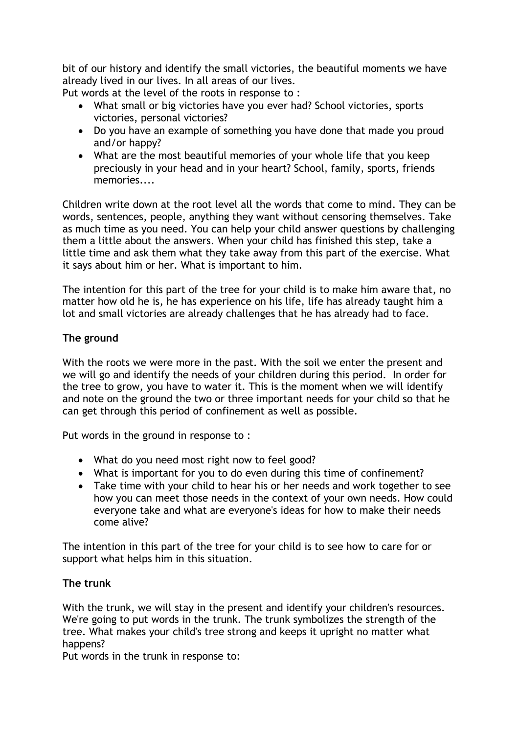bit of our history and identify the small victories, the beautiful moments we have already lived in our lives. In all areas of our lives.
Put words at the level of the roots in response to :

- What small or big victories have you ever had? School victories, sports victories, personal victories?
- Do you have an example of something you have done that made you proud and/or happy?
- What are the most beautiful memories of your whole life that you keep preciously in your head and in your heart? School, family, sports, friends memories....

Children write down at the root level all the words that come to mind. They can be words, sentences, people, anything they want without censoring themselves. Take as much time as you need. You can help your child answer questions by challenging them a little about the answers. When your child has finished this step, take a little time and ask them what they take away from this part of the exercise. What it says about him or her. What is important to him.

The intention for this part of the tree for your child is to make him aware that, no matter how old he is, he has experience on his life, life has already taught him a lot and small victories are already challenges that he has already had to face.

**The ground**

With the roots we were more in the past. With the soil we enter the present and we will go and identify the needs of your children during this period. In order for the tree to grow, you have to water it. This is the moment when we will identify and note on the ground the two or three important needs for your child so that he can get through this period of confinement as well as possible.

Put words in the ground in response to :

- What do you need most right now to feel good?
- What is important for you to do even during this time of confinement?
- Take time with your child to hear his or her needs and work together to see how you can meet those needs in the context of your own needs. How could everyone take and what are everyone's ideas for how to make their needs come alive?

The intention in this part of the tree for your child is to see how to care for or support what helps him in this situation.

**The trunk**

With the trunk, we will stay in the present and identify your children's resources. We're going to put words in the trunk. The trunk symbolizes the strength of the tree. What makes your child's tree strong and keeps it upright no matter what happens?
Put words in the trunk in response to: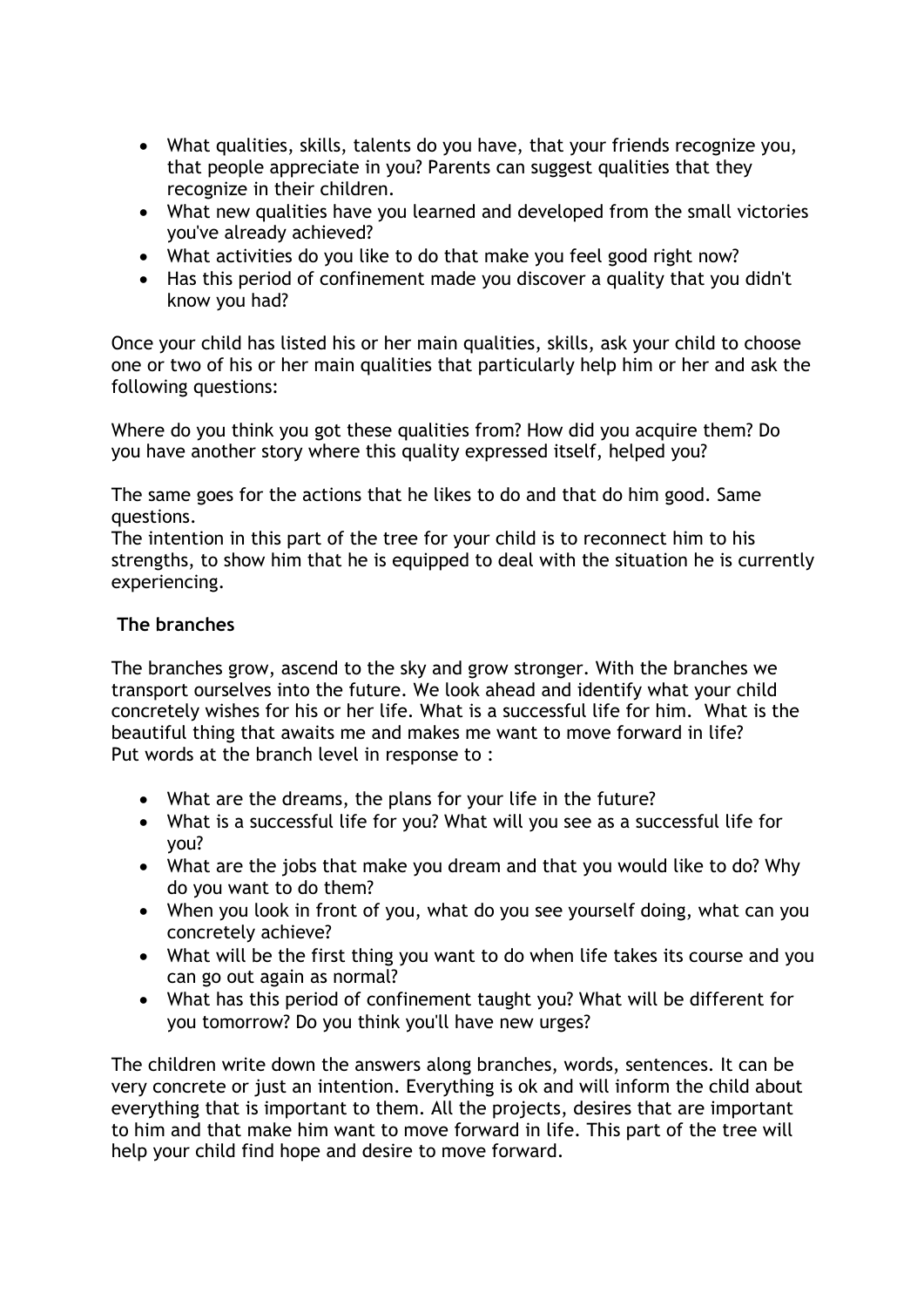- What qualities, skills, talents do you have, that your friends recognize you, that people appreciate in you? Parents can suggest qualities that they recognize in their children.
- What new qualities have you learned and developed from the small victories you've already achieved?
- What activities do you like to do that make you feel good right now?
- Has this period of confinement made you discover a quality that you didn't know you had?

Once your child has listed his or her main qualities, skills, ask your child to choose one or two of his or her main qualities that particularly help him or her and ask the following questions:

Where do you think you got these qualities from? How did you acquire them? Do you have another story where this quality expressed itself, helped you?

The same goes for the actions that he likes to do and that do him good. Same questions.
The intention in this part of the tree for your child is to reconnect him to his strengths, to show him that he is equipped to deal with the situation he is currently experiencing.

**The branches**

The branches grow, ascend to the sky and grow stronger. With the branches we transport ourselves into the future. We look ahead and identify what your child concretely wishes for his or her life. What is a successful life for him. What is the beautiful thing that awaits me and makes me want to move forward in life?
Put words at the branch level in response to :

- What are the dreams, the plans for your life in the future?
- What is a successful life for you? What will you see as a successful life for you?
- What are the jobs that make you dream and that you would like to do? Why do you want to do them?
- When you look in front of you, what do you see yourself doing, what can you concretely achieve?
- What will be the first thing you want to do when life takes its course and you can go out again as normal?
- What has this period of confinement taught you? What will be different for you tomorrow? Do you think you'll have new urges?

The children write down the answers along branches, words, sentences. It can be very concrete or just an intention. Everything is ok and will inform the child about everything that is important to them. All the projects, desires that are important to him and that make him want to move forward in life. This part of the tree will help your child find hope and desire to move forward.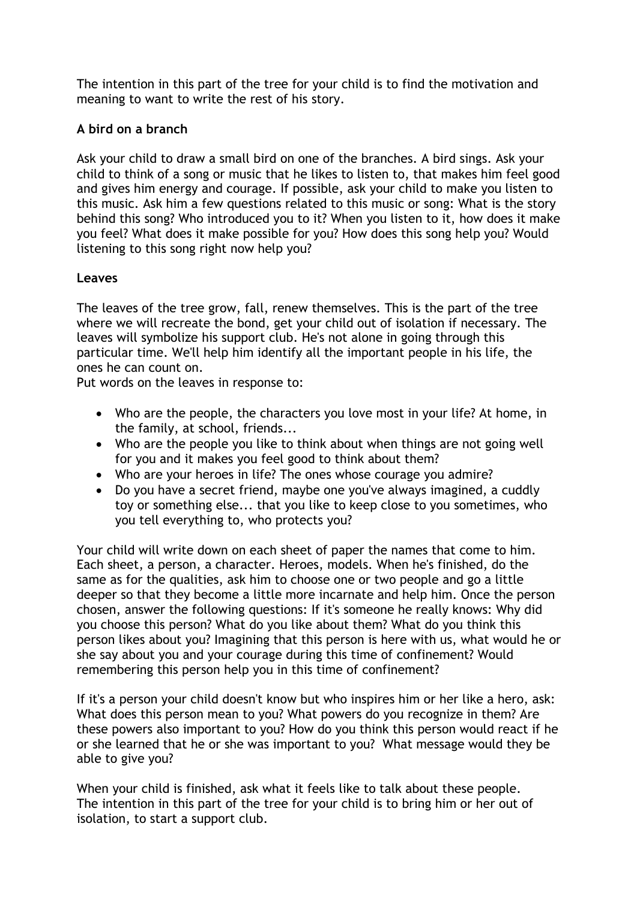The intention in this part of the tree for your child is to find the motivation and meaning to want to write the rest of his story.

### A bird on a branch

Ask your child to draw a small bird on one of the branches. A bird sings. Ask your child to think of a song or music that he likes to listen to, that makes him feel good and gives him energy and courage. If possible, ask your child to make you listen to this music. Ask him a few questions related to this music or song: What is the story behind this song? Who introduced you to it? When you listen to it, how does it make you feel? What does it make possible for you? How does this song help you? Would listening to this song right now help you?

### Leaves

The leaves of the tree grow, fall, renew themselves. This is the part of the tree where we will recreate the bond, get your child out of isolation if necessary. The leaves will symbolize his support club. He's not alone in going through this particular time. We'll help him identify all the important people in his life, the ones he can count on.
Put words on the leaves in response to:

- Who are the people, the characters you love most in your life? At home, in the family, at school, friends...
- Who are the people you like to think about when things are not going well for you and it makes you feel good to think about them?
- Who are your heroes in life? The ones whose courage you admire?
- Do you have a secret friend, maybe one you've always imagined, a cuddly toy or something else... that you like to keep close to you sometimes, who you tell everything to, who protects you?

Your child will write down on each sheet of paper the names that come to him. Each sheet, a person, a character. Heroes, models. When he's finished, do the same as for the qualities, ask him to choose one or two people and go a little deeper so that they become a little more incarnate and help him. Once the person chosen, answer the following questions: If it's someone he really knows: Why did you choose this person? What do you like about them? What do you think this person likes about you? Imagining that this person is here with us, what would he or she say about you and your courage during this time of confinement? Would remembering this person help you in this time of confinement?

If it's a person your child doesn't know but who inspires him or her like a hero, ask: What does this person mean to you? What powers do you recognize in them? Are these powers also important to you? How do you think this person would react if he or she learned that he or she was important to you? What message would they be able to give you?

When your child is finished, ask what it feels like to talk about these people.
The intention in this part of the tree for your child is to bring him or her out of isolation, to start a support club.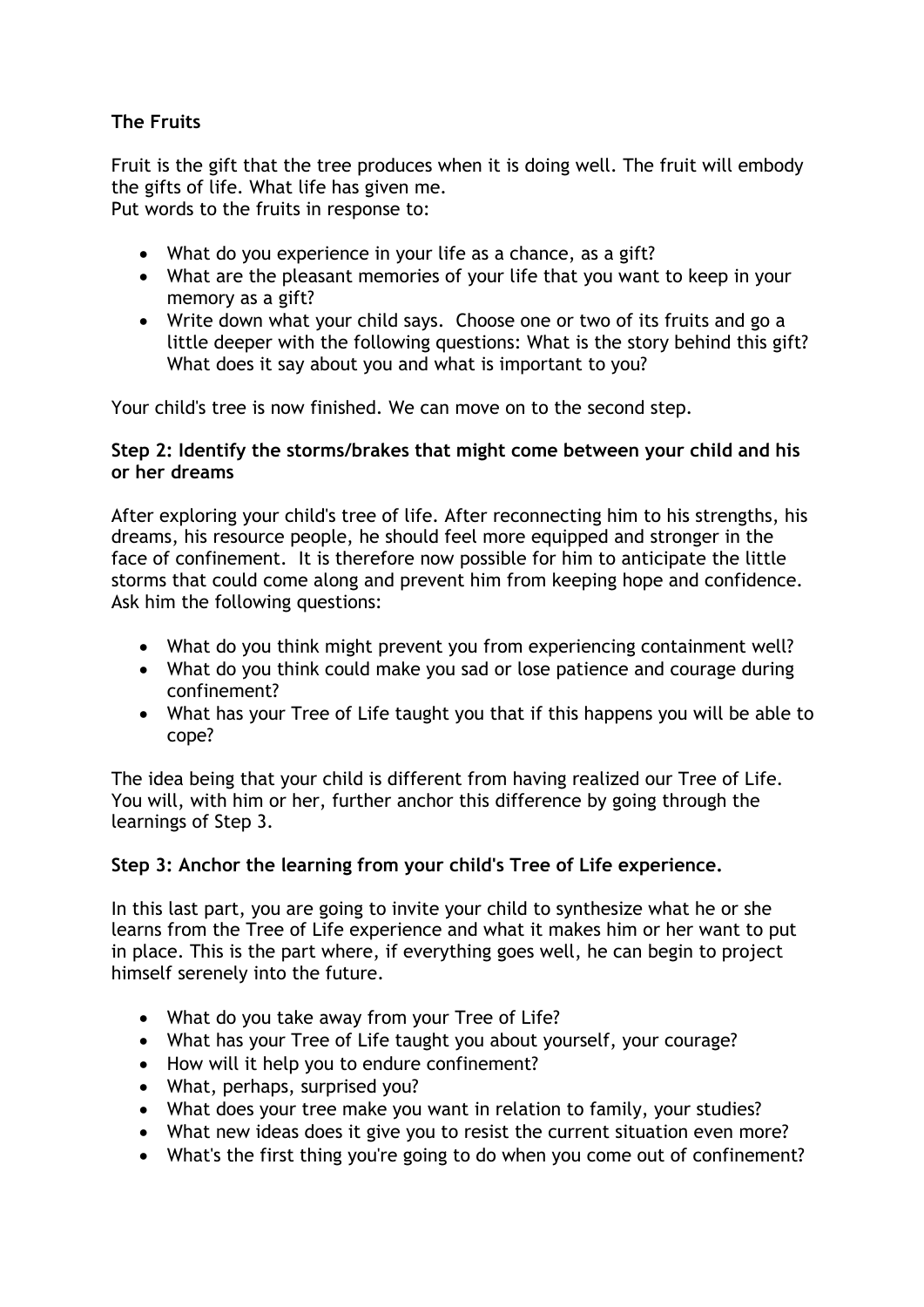**The Fruits**

Fruit is the gift that the tree produces when it is doing well. The fruit will embody the gifts of life. What life has given me.
Put words to the fruits in response to:

- What do you experience in your life as a chance, as a gift?
- What are the pleasant memories of your life that you want to keep in your memory as a gift?
- Write down what your child says. Choose one or two of its fruits and go a little deeper with the following questions: What is the story behind this gift? What does it say about you and what is important to you?

Your child's tree is now finished. We can move on to the second step.

**Step 2: Identify the storms/brakes that might come between your child and his or her dreams**

After exploring your child's tree of life. After reconnecting him to his strengths, his dreams, his resource people, he should feel more equipped and stronger in the face of confinement. It is therefore now possible for him to anticipate the little storms that could come along and prevent him from keeping hope and confidence. Ask him the following questions:

- What do you think might prevent you from experiencing containment well?
- What do you think could make you sad or lose patience and courage during confinement?
- What has your Tree of Life taught you that if this happens you will be able to cope?

The idea being that your child is different from having realized our Tree of Life. You will, with him or her, further anchor this difference by going through the learnings of Step 3.

**Step 3: Anchor the learning from your child's Tree of Life experience.**

In this last part, you are going to invite your child to synthesize what he or she learns from the Tree of Life experience and what it makes him or her want to put in place. This is the part where, if everything goes well, he can begin to project himself serenely into the future.

- What do you take away from your Tree of Life?
- What has your Tree of Life taught you about yourself, your courage?
- How will it help you to endure confinement?
- What, perhaps, surprised you?
- What does your tree make you want in relation to family, your studies?
- What new ideas does it give you to resist the current situation even more?
- What's the first thing you're going to do when you come out of confinement?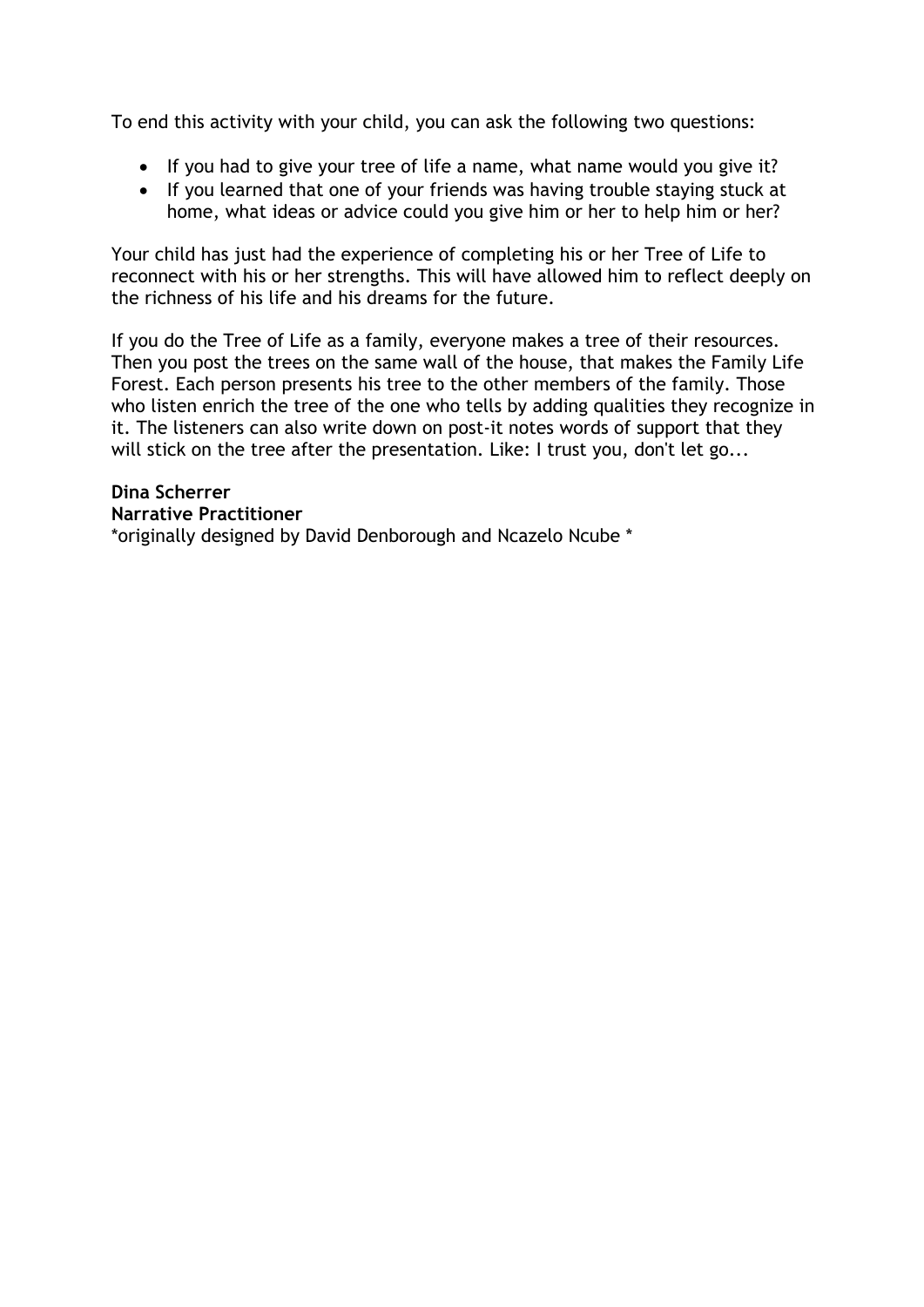To end this activity with your child, you can ask the following two questions:

- If you had to give your tree of life a name, what name would you give it?
- If you learned that one of your friends was having trouble staying stuck at home, what ideas or advice could you give him or her to help him or her?

Your child has just had the experience of completing his or her Tree of Life to reconnect with his or her strengths. This will have allowed him to reflect deeply on the richness of his life and his dreams for the future.

If you do the Tree of Life as a family, everyone makes a tree of their resources. Then you post the trees on the same wall of the house, that makes the Family Life Forest. Each person presents his tree to the other members of the family. Those who listen enrich the tree of the one who tells by adding qualities they recognize in it. The listeners can also write down on post-it notes words of support that they will stick on the tree after the presentation. Like: I trust you, don't let go...

**Dina Scherrer**
**Narrative Practitioner**
*originally designed by David Denborough and Ncazelo Ncube *